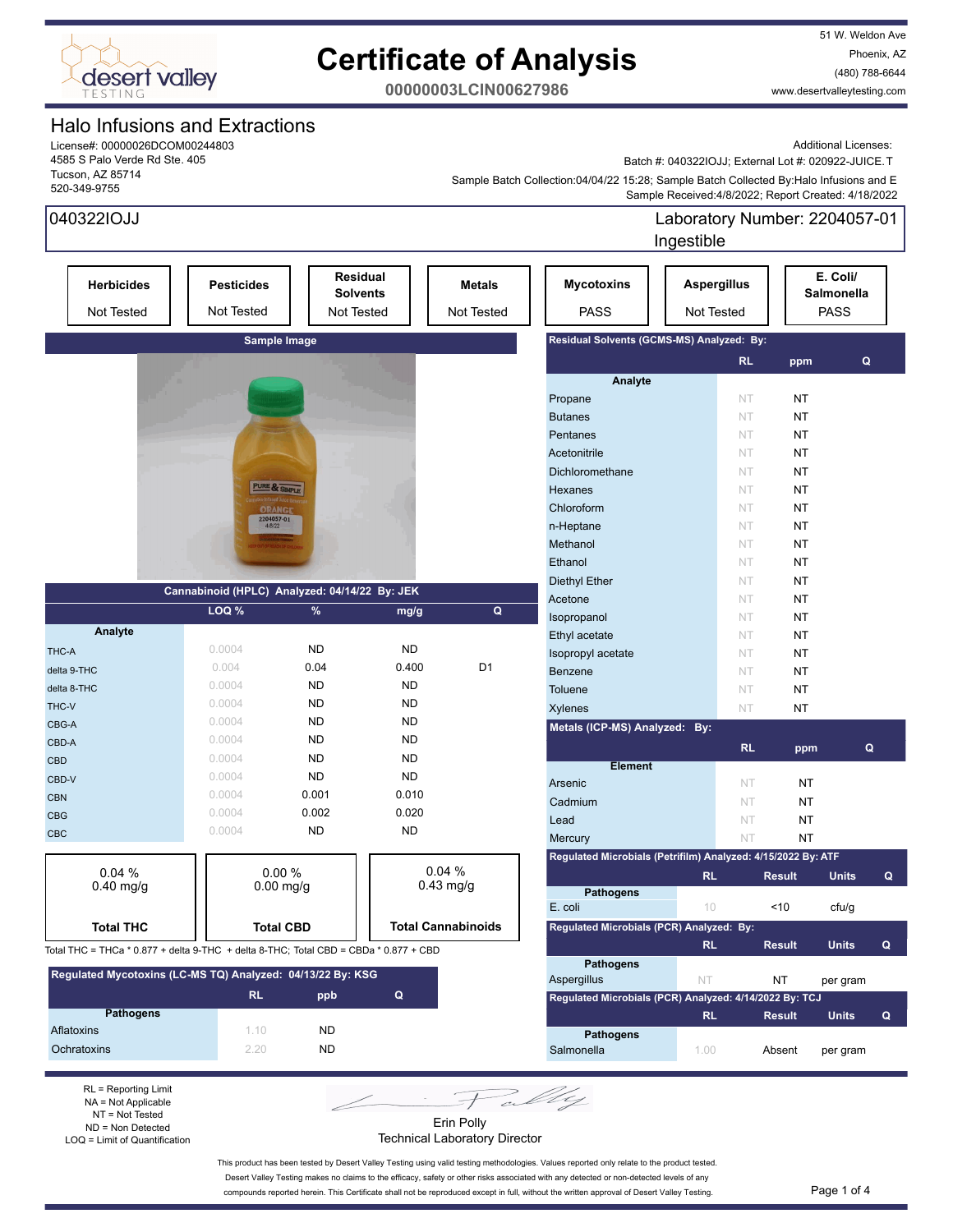# Certificate of Analysis

**00000003LCIN00627986**

51 W. Weldon Ave
Phoenix, AZ
(480) 788-6644
www.desertvalleytesting.com

## Halo Infusions and Extractions

License#: 00000026DCOM00244803
4585 S Palo Verde Rd Ste. 405
Tucson, AZ 85714
520-349-9755

Additional Licenses:
Batch #: 040322IOJJ; External Lot #: 020922-JUICE.T
Sample Batch Collection:04/04/22 15:28; Sample Batch Collected By:Halo Infusions and E
Sample Received:4/8/2022; Report Created: 4/18/2022

**040322IOJJ** — Laboratory Number: 2204057-01
Ingestible

| Herbicides | Pesticides | Residual Solvents | Metals | Mycotoxins | Aspergillus | E. Coli/ Salmonella |
|---|---|---|---|---|---|---|
| Not Tested | Not Tested | Not Tested | Not Tested | PASS | Not Tested | PASS |

### Cannabinoid (HPLC) Analyzed: 04/14/22 By: JEK

| Analyte | LOQ % | % | mg/g | Q |
|---|---|---|---|---|
| THC-A | 0.0004 | ND | ND | |
| delta 9-THC | 0.004 | 0.04 | 0.400 | D1 |
| delta 8-THC | 0.0004 | ND | ND | |
| THC-V | 0.0004 | ND | ND | |
| CBG-A | 0.0004 | ND | ND | |
| CBD-A | 0.0004 | ND | ND | |
| CBD | 0.0004 | ND | ND | |
| CBD-V | 0.0004 | ND | ND | |
| CBN | 0.0004 | 0.001 | 0.010 | |
| CBG | 0.0004 | 0.002 | 0.020 | |
| CBC | 0.0004 | ND | ND | |

| Total THC | Total CBD | Total Cannabinoids |
|---|---|---|
| 0.04 % / 0.40 mg/g | 0.00 % / 0.00 mg/g | 0.04 % / 0.43 mg/g |

Total THC = THCa * 0.877 + delta 9-THC + delta 8-THC; Total CBD = CBDa * 0.877 + CBD

### Regulated Mycotoxins (LC-MS TQ) Analyzed: 04/13/22 By: KSG

| Pathogens | RL | ppb | Q |
|---|---|---|---|
| Aflatoxins | 1.10 | ND | |
| Ochratoxins | 2.20 | ND | |

### Residual Solvents (GCMS-MS) Analyzed: By:

| Analyte | RL | ppm | Q |
|---|---|---|---|
| Propane | NT | NT | |
| Butanes | NT | NT | |
| Pentanes | NT | NT | |
| Acetonitrile | NT | NT | |
| Dichloromethane | NT | NT | |
| Hexanes | NT | NT | |
| Chloroform | NT | NT | |
| n-Heptane | NT | NT | |
| Methanol | NT | NT | |
| Ethanol | NT | NT | |
| Diethyl Ether | NT | NT | |
| Acetone | NT | NT | |
| Isopropanol | NT | NT | |
| Ethyl acetate | NT | NT | |
| Isopropyl acetate | NT | NT | |
| Benzene | NT | NT | |
| Toluene | NT | NT | |
| Xylenes | NT | NT | |

### Metals (ICP-MS) Analyzed: By:

| Element | RL | ppm | Q |
|---|---|---|---|
| Arsenic | NT | NT | |
| Cadmium | NT | NT | |
| Lead | NT | NT | |
| Mercury | NT | NT | |

### Regulated Microbials (Petrifilm) Analyzed: 4/15/2022 By: ATF

| Pathogens | RL | Result | Units | Q |
|---|---|---|---|---|
| E. coli | 10 | <10 | cfu/g | |

### Regulated Microbials (PCR) Analyzed: By:

| Pathogens | RL | Result | Units | Q |
|---|---|---|---|---|
| Aspergillus | NT | NT | per gram | |

### Regulated Microbials (PCR) Analyzed: 4/14/2022 By: TCJ

| Pathogens | RL | Result | Units | Q |
|---|---|---|---|---|
| Salmonella | 1.00 | Absent | per gram | |

RL = Reporting Limit
NA = Not Applicable
NT = Not Tested
ND = Non Detected
LOQ = Limit of Quantification

Erin Polly
Technical Laboratory Director

This product has been tested by Desert Valley Testing using valid testing methodologies. Values reported only relate to the product tested. Desert Valley Testing makes no claims to the efficacy, safety or other risks associated with any detected or non-detected levels of any compounds reported herein. This Certificate shall not be reproduced except in full, without the written approval of Desert Valley Testing.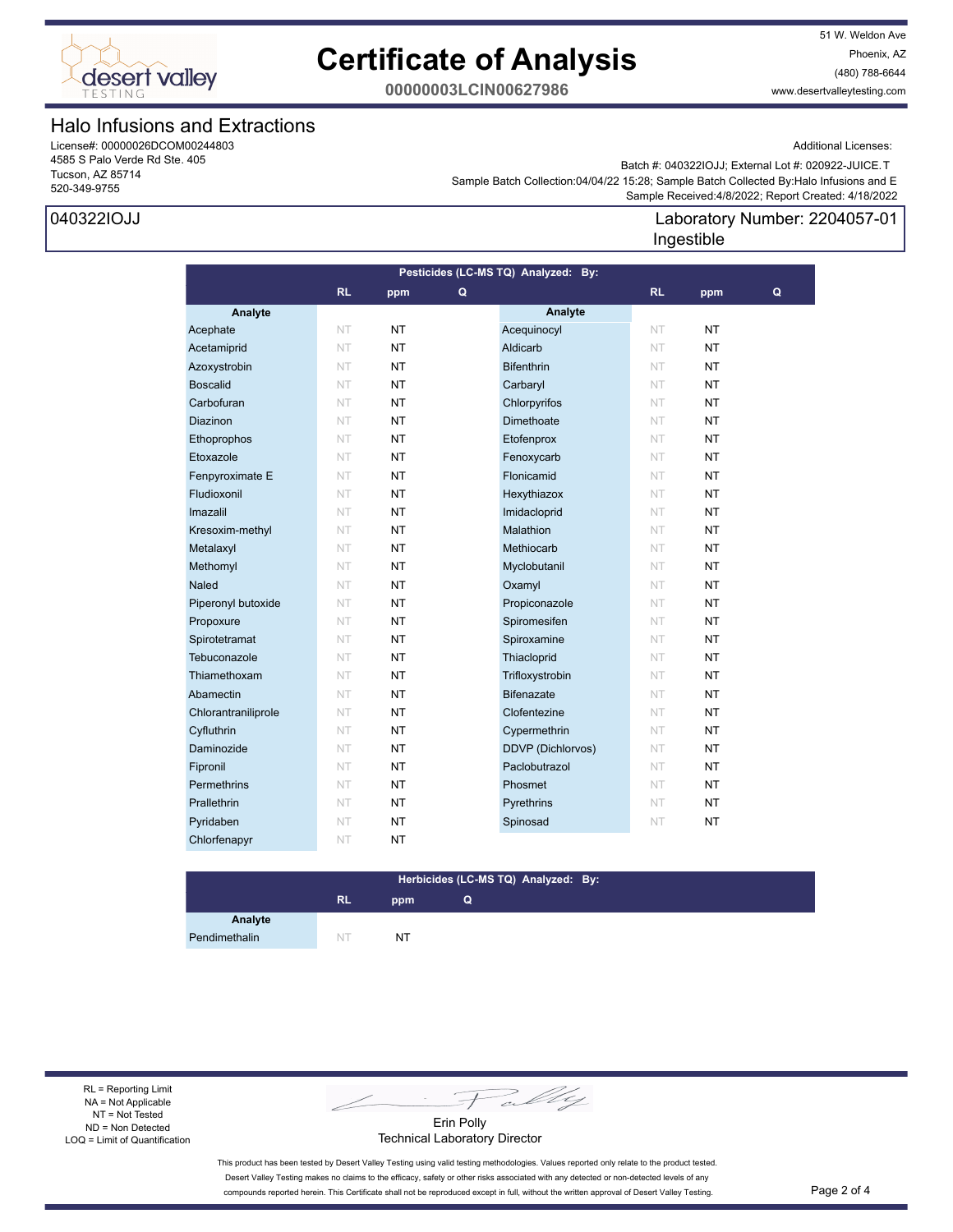# Certificate of Analysis

**00000003LCIN00627986**

51 W. Weldon Ave
Phoenix, AZ
(480) 788-6644
www.desertvalleytesting.com

## Halo Infusions and Extractions

License#: 00000026DCOM00244803
4585 S Palo Verde Rd Ste. 405
Tucson, AZ 85714
520-349-9755

Additional Licenses:

Batch #: 040322IOJJ; External Lot #: 020922-JUICE.T
Sample Batch Collection:04/04/22 15:28; Sample Batch Collected By:Halo Infusions and E
Sample Received:4/8/2022; Report Created: 4/18/2022

040322IOJJ

Laboratory Number: 2204057-01
Ingestible

**Pesticides (LC-MS TQ) Analyzed: By:**

| Analyte | RL | ppm | Q | Analyte | RL | ppm | Q |
|---|---|---|---|---|---|---|---|
| Acephate | NT | NT | | Acequinocyl | NT | NT | |
| Acetamiprid | NT | NT | | Aldicarb | NT | NT | |
| Azoxystrobin | NT | NT | | Bifenthrin | NT | NT | |
| Boscalid | NT | NT | | Carbaryl | NT | NT | |
| Carbofuran | NT | NT | | Chlorpyrifos | NT | NT | |
| Diazinon | NT | NT | | Dimethoate | NT | NT | |
| Ethoprophos | NT | NT | | Etofenprox | NT | NT | |
| Etoxazole | NT | NT | | Fenoxycarb | NT | NT | |
| Fenpyroximate E | NT | NT | | Flonicamid | NT | NT | |
| Fludioxonil | NT | NT | | Hexythiazox | NT | NT | |
| Imazalil | NT | NT | | Imidacloprid | NT | NT | |
| Kresoxim-methyl | NT | NT | | Malathion | NT | NT | |
| Metalaxyl | NT | NT | | Methiocarb | NT | NT | |
| Methomyl | NT | NT | | Myclobutanil | NT | NT | |
| Naled | NT | NT | | Oxamyl | NT | NT | |
| Piperonyl butoxide | NT | NT | | Propiconazole | NT | NT | |
| Propoxure | NT | NT | | Spiromesifen | NT | NT | |
| Spirotetramat | NT | NT | | Spiroxamine | NT | NT | |
| Tebuconazole | NT | NT | | Thiacloprid | NT | NT | |
| Thiamethoxam | NT | NT | | Trifloxystrobin | NT | NT | |
| Abamectin | NT | NT | | Bifenazate | NT | NT | |
| Chlorantraniliprole | NT | NT | | Clofentezine | NT | NT | |
| Cyfluthrin | NT | NT | | Cypermethrin | NT | NT | |
| Daminozide | NT | NT | | DDVP (Dichlorvos) | NT | NT | |
| Fipronil | NT | NT | | Paclobutrazol | NT | NT | |
| Permethrins | NT | NT | | Phosmet | NT | NT | |
| Prallethrin | NT | NT | | Pyrethrins | NT | NT | |
| Pyridaben | NT | NT | | Spinosad | NT | NT | |
| Chlorfenapyr | NT | NT | | | | | |

**Herbicides (LC-MS TQ) Analyzed: By:**

| Analyte | RL | ppm | Q |
|---|---|---|---|
| Pendimethalin | NT | NT | |

RL = Reporting Limit
NA = Not Applicable
NT = Not Tested
ND = Non Detected
LOQ = Limit of Quantification

Erin Polly
Technical Laboratory Director

This product has been tested by Desert Valley Testing using valid testing methodologies. Values reported only relate to the product tested. Desert Valley Testing makes no claims to the efficacy, safety or other risks associated with any detected or non-detected levels of any compounds reported herein. This Certificate shall not be reproduced except in full, without the written approval of Desert Valley Testing.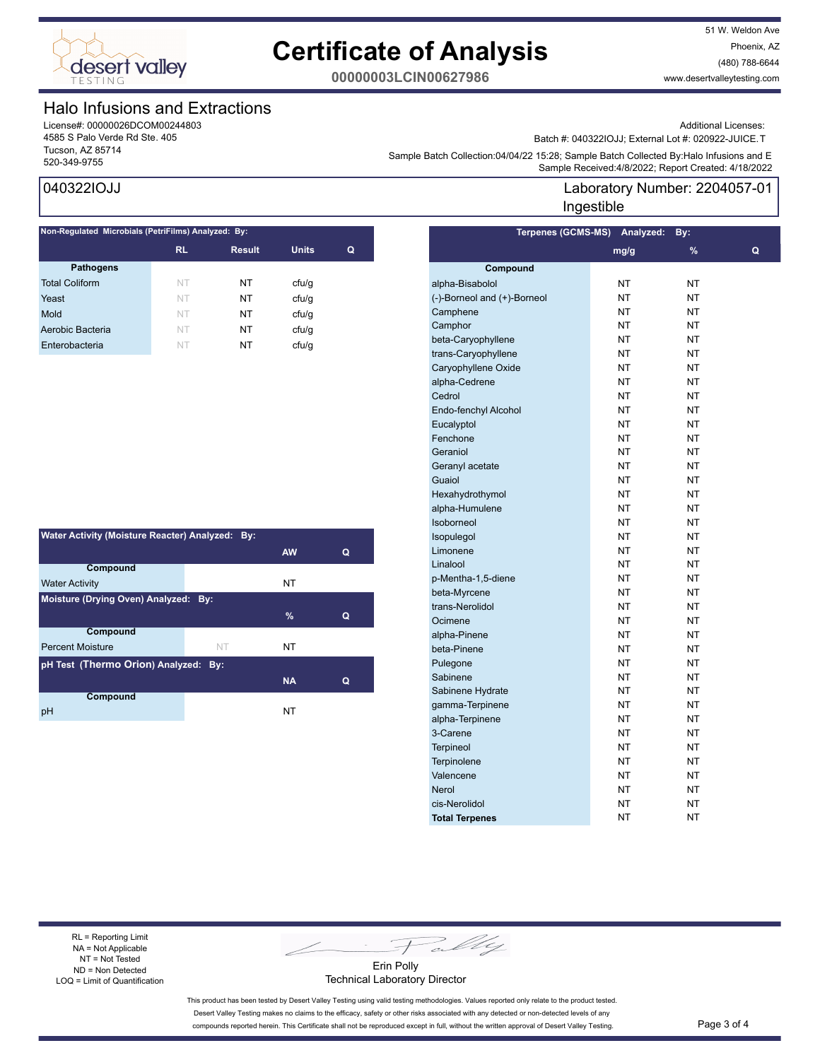# Certificate of Analysis

**00000003LCIN00627986**

51 W. Weldon Ave
Phoenix, AZ
(480) 788-6644
www.desertvalleytesting.com

## Halo Infusions and Extractions

License#: 00000026DCOM00244803
4585 S Palo Verde Rd Ste. 405
Tucson, AZ 85714
520-349-9755

Additional Licenses:
Batch #: 040322IOJJ; External Lot #: 020922-JUICE.T
Sample Batch Collection:04/04/22 15:28; Sample Batch Collected By:Halo Infusions and E
Sample Received:4/8/2022; Report Created: 4/18/2022

**040322IOJJ**

**Laboratory Number: 2204057-01**
Ingestible

### Non-Regulated Microbials (PetriFilms) Analyzed: By:

| Pathogens | RL | Result | Units | Q |
|---|---|---|---|---|
| Total Coliform | NT | NT | cfu/g | |
| Yeast | NT | NT | cfu/g | |
| Mold | NT | NT | cfu/g | |
| Aerobic Bacteria | NT | NT | cfu/g | |
| Enterobacteria | NT | NT | cfu/g | |

### Water Activity (Moisture Reacter) Analyzed: By:

| Compound | AW | Q |
|---|---|---|
| Water Activity | NT | |

### Moisture (Drying Oven) Analyzed: By:

| Compound | | % | Q |
|---|---|---|---|
| Percent Moisture | NT | NT | |

### pH Test (Thermo Orion) Analyzed: By:

| Compound | NA | Q |
|---|---|---|
| pH | NT | |

### Terpenes (GCMS-MS) Analyzed: By:

| Compound | mg/g | % | Q |
|---|---|---|---|
| alpha-Bisabolol | NT | NT | |
| (-)-Borneol and (+)-Borneol | NT | NT | |
| Camphene | NT | NT | |
| Camphor | NT | NT | |
| beta-Caryophyllene | NT | NT | |
| trans-Caryophyllene | NT | NT | |
| Caryophyllene Oxide | NT | NT | |
| alpha-Cedrene | NT | NT | |
| Cedrol | NT | NT | |
| Endo-fenchyl Alcohol | NT | NT | |
| Eucalyptol | NT | NT | |
| Fenchone | NT | NT | |
| Geraniol | NT | NT | |
| Geranyl acetate | NT | NT | |
| Guaiol | NT | NT | |
| Hexahydrothymol | NT | NT | |
| alpha-Humulene | NT | NT | |
| Isoborneol | NT | NT | |
| Isopulegol | NT | NT | |
| Limonene | NT | NT | |
| Linalool | NT | NT | |
| p-Mentha-1,5-diene | NT | NT | |
| beta-Myrcene | NT | NT | |
| trans-Nerolidol | NT | NT | |
| Ocimene | NT | NT | |
| alpha-Pinene | NT | NT | |
| beta-Pinene | NT | NT | |
| Pulegone | NT | NT | |
| Sabinene | NT | NT | |
| Sabinene Hydrate | NT | NT | |
| gamma-Terpinene | NT | NT | |
| alpha-Terpinene | NT | NT | |
| 3-Carene | NT | NT | |
| Terpineol | NT | NT | |
| Terpinolene | NT | NT | |
| Valencene | NT | NT | |
| Nerol | NT | NT | |
| cis-Nerolidol | NT | NT | |
| **Total Terpenes** | NT | NT | |

RL = Reporting Limit
NA = Not Applicable
NT = Not Tested
ND = Non Detected
LOQ = Limit of Quantification

Erin Polly
Technical Laboratory Director

This product has been tested by Desert Valley Testing using valid testing methodologies. Values reported only relate to the product tested. Desert Valley Testing makes no claims to the efficacy, safety or other risks associated with any detected or non-detected levels of any compounds reported herein. This Certificate shall not be reproduced except in full, without the written approval of Desert Valley Testing.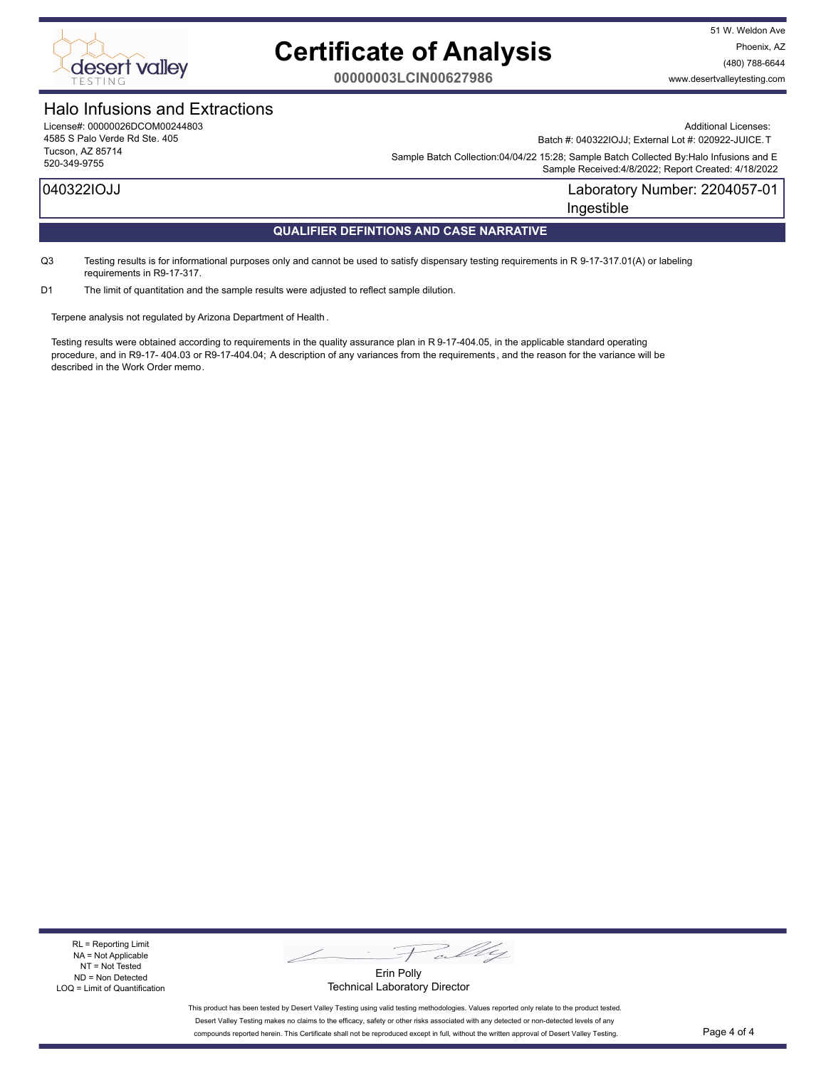# Certificate of Analysis

**00000003LCIN00627986**

51 W. Weldon Ave
Phoenix, AZ
(480) 788-6644
www.desertvalleytesting.com

## Halo Infusions and Extractions

License#: 00000026DCOM00244803
4585 S Palo Verde Rd Ste. 405
Tucson, AZ 85714
520-349-9755

Additional Licenses:
Batch #: 040322IOJJ; External Lot #: 020922-JUICE.T
Sample Batch Collection:04/04/22 15:28; Sample Batch Collected By:Halo Infusions and E
Sample Received:4/8/2022; Report Created: 4/18/2022

040322IOJJ

Laboratory Number: 2204057-01
Ingestible

### QUALIFIER DEFINTIONS AND CASE NARRATIVE

Q3 Testing results is for informational purposes only and cannot be used to satisfy dispensary testing requirements in R 9-17-317.01(A) or labeling requirements in R9-17-317.

D1 The limit of quantitation and the sample results were adjusted to reflect sample dilution.

Terpene analysis not regulated by Arizona Department of Health.

Testing results were obtained according to requirements in the quality assurance plan in R 9-17-404.05, in the applicable standard operating procedure, and in R9-17- 404.03 or R9-17-404.04; A description of any variances from the requirements, and the reason for the variance will be described in the Work Order memo.

RL = Reporting Limit
NA = Not Applicable
NT = Not Tested
ND = Non Detected
LOQ = Limit of Quantification

Erin Polly
Technical Laboratory Director

This product has been tested by Desert Valley Testing using valid testing methodologies. Values reported only relate to the product tested. Desert Valley Testing makes no claims to the efficacy, safety or other risks associated with any detected or non-detected levels of any compounds reported herein. This Certificate shall not be reproduced except in full, without the written approval of Desert Valley Testing.